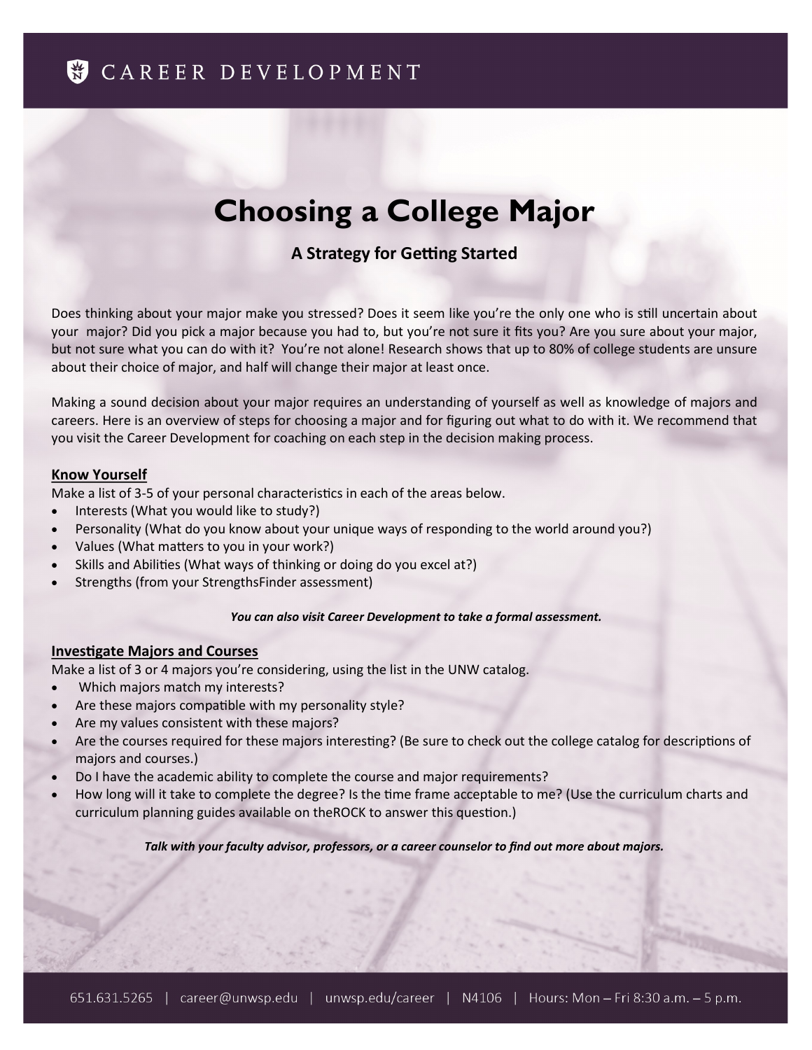# Choosing a College Major

### A Strategy for Getting Started

Does thinking about your major make you stressed? Does it seem like you're the only one who is still uncertain about your major? Did you pick a major because you had to, but you're not sure it fits you? Are you sure about your major, but not sure what you can do with it? You're not alone! Research shows that up to 80% of college students are unsure about their choice of major, and half will change their major at least once.

Making a sound decision about your major requires an understanding of yourself as well as knowledge of majors and careers. Here is an overview of steps for choosing a major and for figuring out what to do with it. We recommend that you visit the Career Development for coaching on each step in the decision making process.

## Know Yourself

Make a list of 3-5 of your personal characteristics in each of the areas below.

- Interests (What you would like to study?)
- Personality (What do you know about your unique ways of responding to the world around you?)
- Values (What matters to you in your work?)
- Skills and Abilities (What ways of thinking or doing do you excel at?)
- Strengths (from your StrengthsFinder assessment)

***You can also visit Career Development to take a formal assessment.***

## Investigate Majors and Courses

Make a list of 3 or 4 majors you're considering, using the list in the UNW catalog.

- Which majors match my interests?
- Are these majors compatible with my personality style?
- Are my values consistent with these majors?
- Are the courses required for these majors interesting? (Be sure to check out the college catalog for descriptions of majors and courses.)
- Do I have the academic ability to complete the course and major requirements?
- How long will it take to complete the degree? Is the time frame acceptable to me? (Use the curriculum charts and curriculum planning guides available on theROCK to answer this question.)

***Talk with your faculty advisor, professors, or a career counselor to find out more about majors.***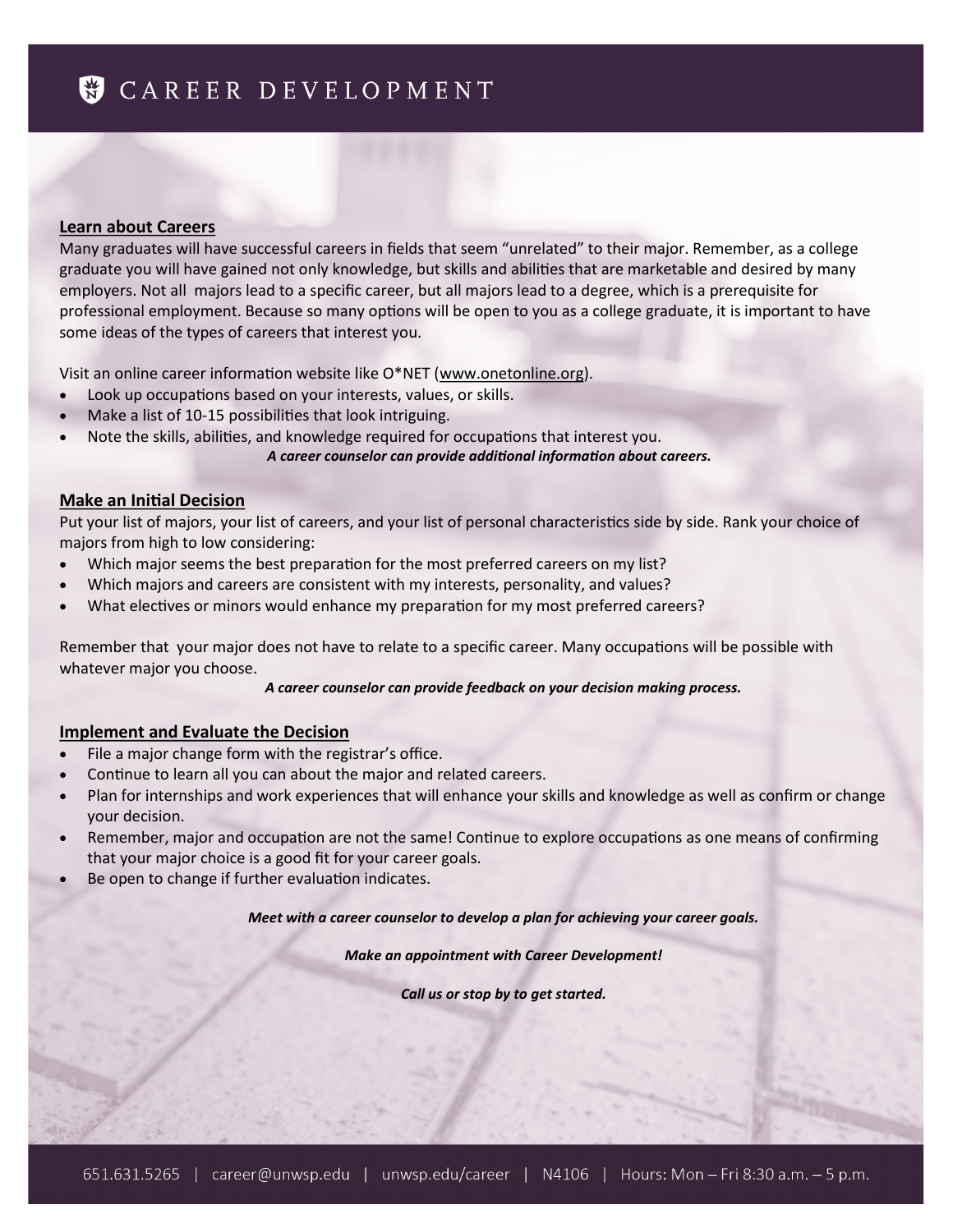# CAREER DEVELOPMENT

## Learn about Careers

Many graduates will have successful careers in fields that seem "unrelated" to their major. Remember, as a college graduate you will have gained not only knowledge, but skills and abilities that are marketable and desired by many employers. Not all majors lead to a specific career, but all majors lead to a degree, which is a prerequisite for professional employment. Because so many options will be open to you as a college graduate, it is important to have some ideas of the types of careers that interest you.

Visit an online career information website like O*NET (www.onetonline.org).

- Look up occupations based on your interests, values, or skills.
- Make a list of 10-15 possibilities that look intriguing.
- Note the skills, abilities, and knowledge required for occupations that interest you.

***A career counselor can provide additional information about careers.***

## Make an Initial Decision

Put your list of majors, your list of careers, and your list of personal characteristics side by side. Rank your choice of majors from high to low considering:

- Which major seems the best preparation for the most preferred careers on my list?
- Which majors and careers are consistent with my interests, personality, and values?
- What electives or minors would enhance my preparation for my most preferred careers?

Remember that your major does not have to relate to a specific career. Many occupations will be possible with whatever major you choose.

***A career counselor can provide feedback on your decision making process.***

## Implement and Evaluate the Decision

- File a major change form with the registrar's office.
- Continue to learn all you can about the major and related careers.
- Plan for internships and work experiences that will enhance your skills and knowledge as well as confirm or change your decision.
- Remember, major and occupation are not the same! Continue to explore occupations as one means of confirming that your major choice is a good fit for your career goals.
- Be open to change if further evaluation indicates.

***Meet with a career counselor to develop a plan for achieving your career goals.***

***Make an appointment with Career Development!***

***Call us or stop by to get started.***

651.631.5265 | career@unwsp.edu | unwsp.edu/career | N4106 | Hours: Mon – Fri 8:30 a.m. – 5 p.m.